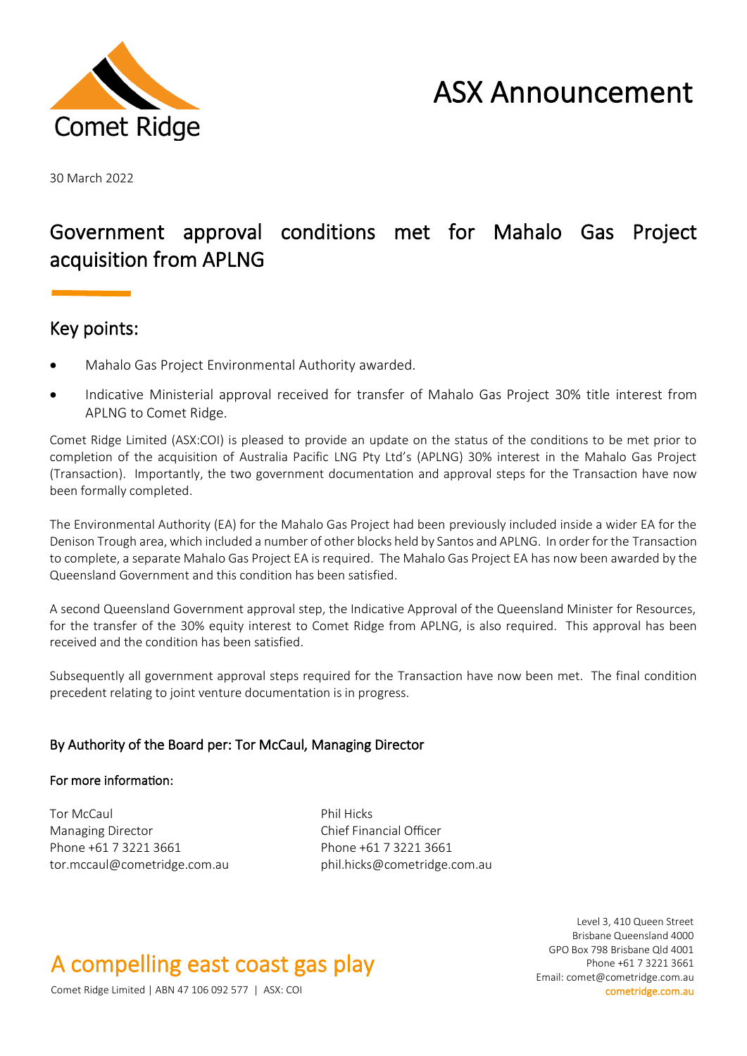# ASX Announcement

30 March 2022

## Government approval conditions met for Mahalo Gas Project acquisition from APLNG

### Key points:

- Mahalo Gas Project Environmental Authority awarded.
- Indicative Ministerial approval received for transfer of Mahalo Gas Project 30% title interest from APLNG to Comet Ridge.

Comet Ridge Limited (ASX:COI) is pleased to provide an update on the status of the conditions to be met prior to completion of the acquisition of Australia Pacific LNG Pty Ltd's (APLNG) 30% interest in the Mahalo Gas Project (Transaction). Importantly, the two government documentation and approval steps for the Transaction have now been formally completed.

The Environmental Authority (EA) for the Mahalo Gas Project had been previously included inside a wider EA for the Denison Trough area, which included a number of other blocks held by Santos and APLNG. In order for the Transaction to complete, a separate Mahalo Gas Project EA is required. The Mahalo Gas Project EA has now been awarded by the Queensland Government and this condition has been satisfied.

A second Queensland Government approval step, the Indicative Approval of the Queensland Minister for Resources, for the transfer of the 30% equity interest to Comet Ridge from APLNG, is also required. This approval has been received and the condition has been satisfied.

Subsequently all government approval steps required for the Transaction have now been met. The final condition precedent relating to joint venture documentation is in progress.

**By Authority of the Board per: Tor McCaul, Managing Director**

**For more information:**

Tor McCaul
Managing Director
Phone +61 7 3221 3661
tor.mccaul@cometridge.com.au

Phil Hicks
Chief Financial Officer
Phone +61 7 3221 3661
phil.hicks@cometridge.com.au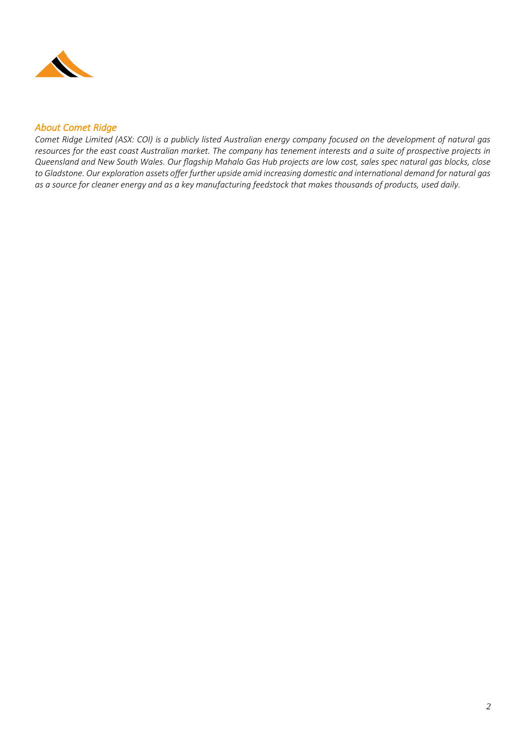## *About Comet Ridge*

*Comet Ridge Limited (ASX: COI) is a publicly listed Australian energy company focused on the development of natural gas resources for the east coast Australian market. The company has tenement interests and a suite of prospective projects in Queensland and New South Wales. Our flagship Mahalo Gas Hub projects are low cost, sales spec natural gas blocks, close to Gladstone. Our exploration assets offer further upside amid increasing domestic and international demand for natural gas as a source for cleaner energy and as a key manufacturing feedstock that makes thousands of products, used daily.*